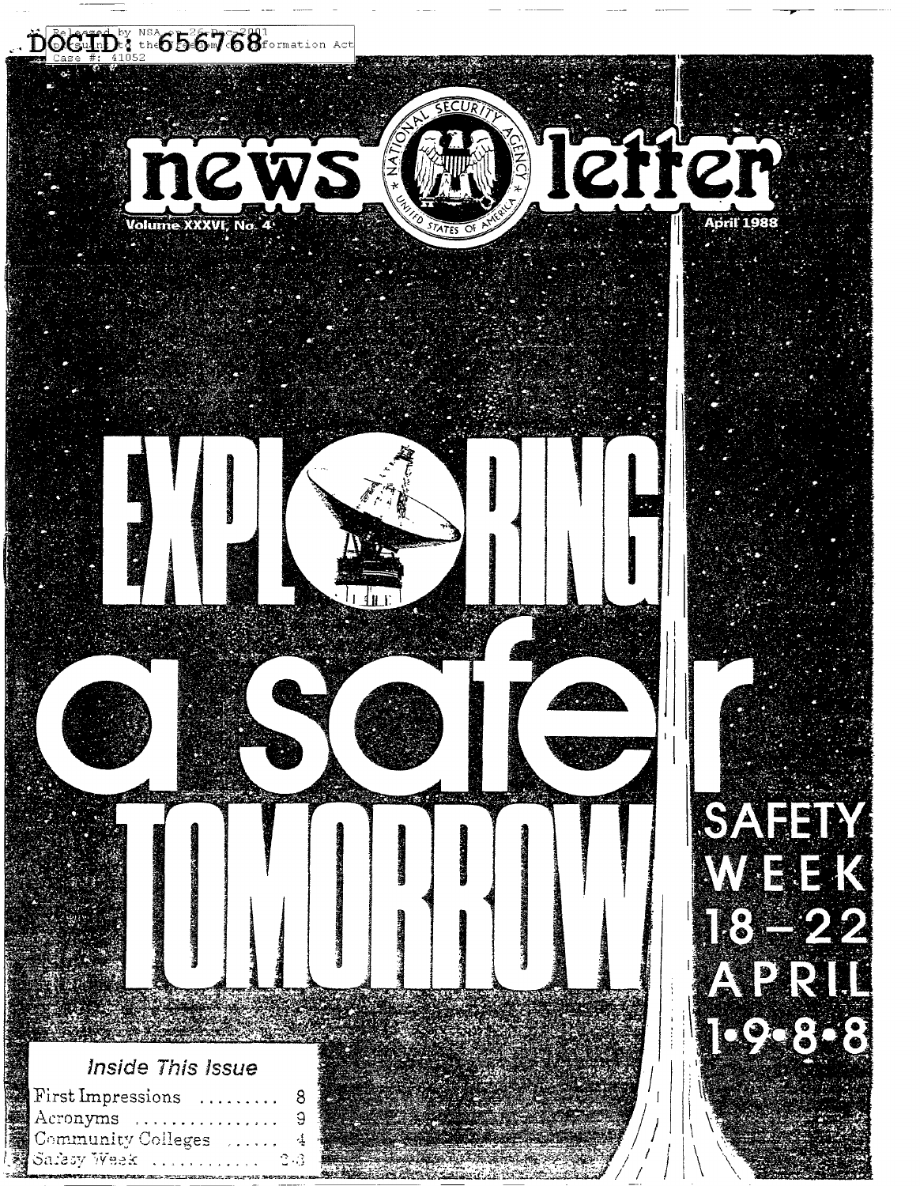DOCID: 656768

Released by NSA on 26-Dec-2001 pursuant to the Freedom of Information Act Case #: 41052

# news letter

Volume XXXVI, No. 4

April 1988

# EXPLORING a safer TOMORROW

SAFETY WEEK 18–22 APRIL 1•9•8•8

*Inside This Issue*

| | |
|---|---|
| First Impressions | 8 |
| Acronyms | 9 |
| Community Colleges | 4 |
| Safety Week | 2-3 |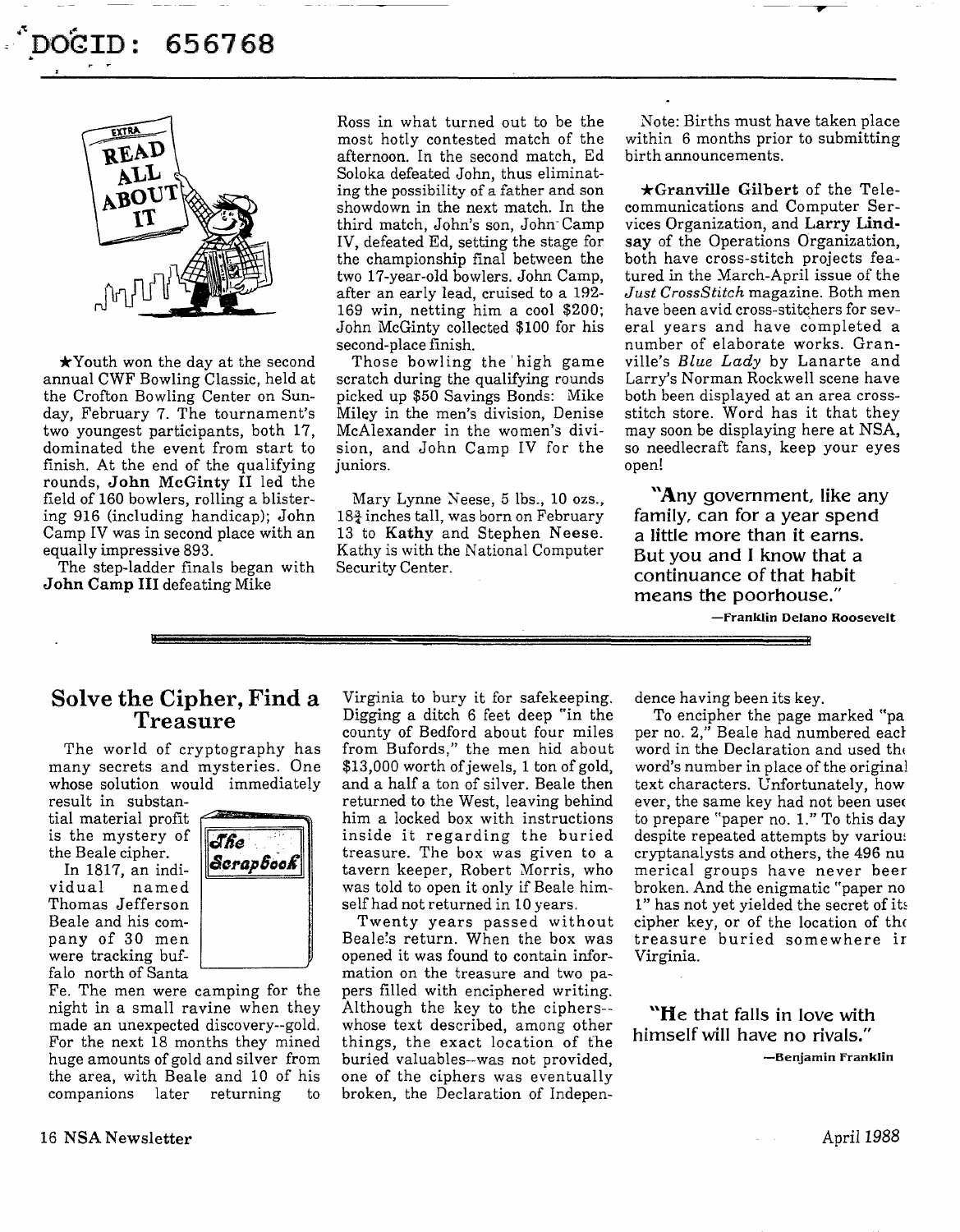★Youth won the day at the second annual CWF Bowling Classic, held at the Crofton Bowling Center on Sunday, February 7. The tournament's two youngest participants, both 17, dominated the event from start to finish. At the end of the qualifying rounds, **John McGinty** II led the field of 160 bowlers, rolling a blistering 916 (including handicap); John Camp IV was in second place with an equally impressive 893.

The step-ladder finals began with **John Camp III** defeating Mike Ross in what turned out to be the most hotly contested match of the afternoon. In the second match, Ed Soloka defeated John, thus eliminating the possibility of a father and son showdown in the next match. In the third match, John's son, John Camp IV, defeated Ed, setting the stage for the championship final between the two 17-year-old bowlers. John Camp, after an early lead, cruised to a 192-169 win, netting him a cool $200; John McGinty collected $100 for his second-place finish.

Those bowling the high game scratch during the qualifying rounds picked up $50 Savings Bonds: Mike Miley in the men's division, Denise McAlexander in the women's division, and John Camp IV for the juniors.

Mary Lynne Neese, 5 lbs., 10 ozs., 18¾ inches tall, was born on February 13 to **Kathy** and Stephen Neese. Kathy is with the National Computer Security Center.

Note: Births must have taken place within 6 months prior to submitting birth announcements.

★**Granville Gilbert** of the Telecommunications and Computer Services Organization, and **Larry Lindsay** of the Operations Organization, both have cross-stitch projects featured in the March-April issue of the *Just CrossStitch* magazine. Both men have been avid cross-stitchers for several years and have completed a number of elaborate works. Granville's *Blue Lady* by Lanarte and Larry's Norman Rockwell scene have both been displayed at an area cross-stitch store. Word has it that they may soon be displaying here at NSA, so needlecraft fans, keep your eyes open!

**"Any government, like any family, can for a year spend a little more than it earns. But you and I know that a continuance of that habit means the poorhouse."**

—Franklin Delano Roosevelt

## Solve the Cipher, Find a Treasure

*The ScrapBook*

The world of cryptography has many secrets and mysteries. One whose solution would immediately result in substantial material profit is the mystery of the Beale cipher.

In 1817, an individual named Thomas Jefferson Beale and his company of 30 men were tracking buffalo north of Santa Fe. The men were camping for the night in a small ravine when they made an unexpected discovery--gold. For the next 18 months they mined huge amounts of gold and silver from the area, with Beale and 10 of his companions later returning to Virginia to bury it for safekeeping. Digging a ditch 6 feet deep "in the county of Bedford about four miles from Bufords," the men hid about $13,000 worth of jewels, 1 ton of gold, and a half a ton of silver. Beale then returned to the West, leaving behind him a locked box with instructions inside it regarding the buried treasure. The box was given to a tavern keeper, Robert Morris, who was told to open it only if Beale himself had not returned in 10 years.

Twenty years passed without Beale's return. When the box was opened it was found to contain information on the treasure and two papers filled with enciphered writing. Although the key to the ciphers--whose text described, among other things, the exact location of the buried valuables--was not provided, one of the ciphers was eventually broken, the Declaration of Independence having been its key.

To encipher the page marked "paper no. 2," Beale had numbered each word in the Declaration and used the word's number in place of the original text characters. Unfortunately, however, the same key had not been used to prepare "paper no. 1." To this day despite repeated attempts by various cryptanalysts and others, the 496 numerical groups have never been broken. And the enigmatic "paper no 1" has not yet yielded the secret of its cipher key, or of the location of the treasure buried somewhere in Virginia.

**"He that falls in love with himself will have no rivals."**

—Benjamin Franklin